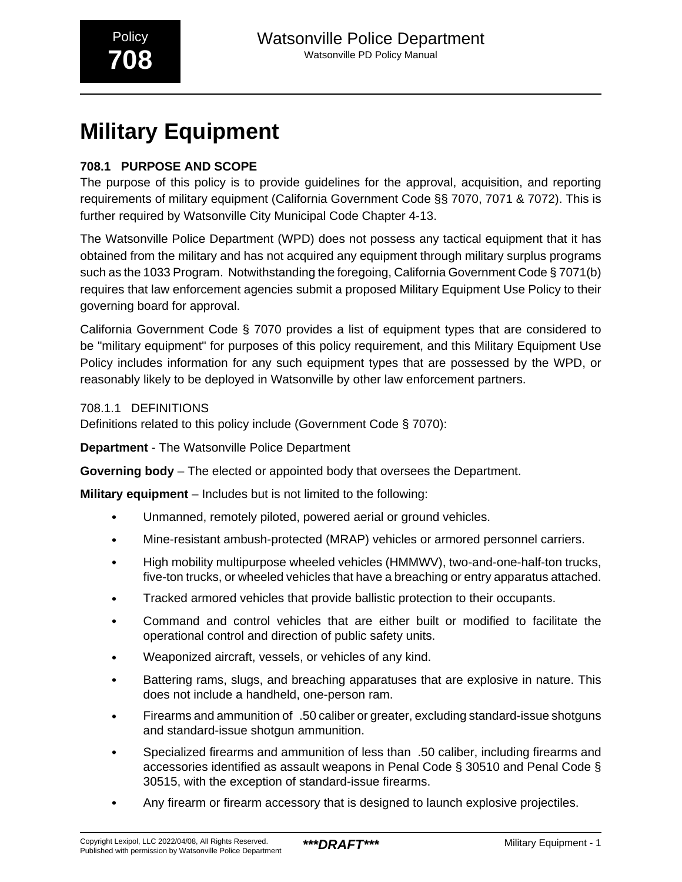# Military Equipment

## 708.1 PURPOSE AND SCOPE

The purpose of this policy is to provide guidelines for the approval, acquisition, and reporting requirements of military equipment (California Government Code §§ 7070, 7071 & 7072). This is further required by Watsonville City Municipal Code Chapter 4-13.

The Watsonville Police Department (WPD) does not possess any tactical equipment that it has obtained from the military and has not acquired any equipment through military surplus programs such as the 1033 Program. Notwithstanding the foregoing, California Government Code § 7071(b) requires that law enforcement agencies submit a proposed Military Equipment Use Policy to their governing board for approval.

California Government Code § 7070 provides a list of equipment types that are considered to be "military equipment" for purposes of this policy requirement, and this Military Equipment Use Policy includes information for any such equipment types that are possessed by the WPD, or reasonably likely to be deployed in Watsonville by other law enforcement partners.

### 708.1.1 DEFINITIONS

Definitions related to this policy include (Government Code § 7070):

**Department** - The Watsonville Police Department

**Governing body** – The elected or appointed body that oversees the Department.

**Military equipment** – Includes but is not limited to the following:

- Unmanned, remotely piloted, powered aerial or ground vehicles.
- Mine-resistant ambush-protected (MRAP) vehicles or armored personnel carriers.
- High mobility multipurpose wheeled vehicles (HMMWV), two-and-one-half-ton trucks, five-ton trucks, or wheeled vehicles that have a breaching or entry apparatus attached.
- Tracked armored vehicles that provide ballistic protection to their occupants.
- Command and control vehicles that are either built or modified to facilitate the operational control and direction of public safety units.
- Weaponized aircraft, vessels, or vehicles of any kind.
- Battering rams, slugs, and breaching apparatuses that are explosive in nature. This does not include a handheld, one-person ram.
- Firearms and ammunition of .50 caliber or greater, excluding standard-issue shotguns and standard-issue shotgun ammunition.
- Specialized firearms and ammunition of less than .50 caliber, including firearms and accessories identified as assault weapons in Penal Code § 30510 and Penal Code § 30515, with the exception of standard-issue firearms.
- Any firearm or firearm accessory that is designed to launch explosive projectiles.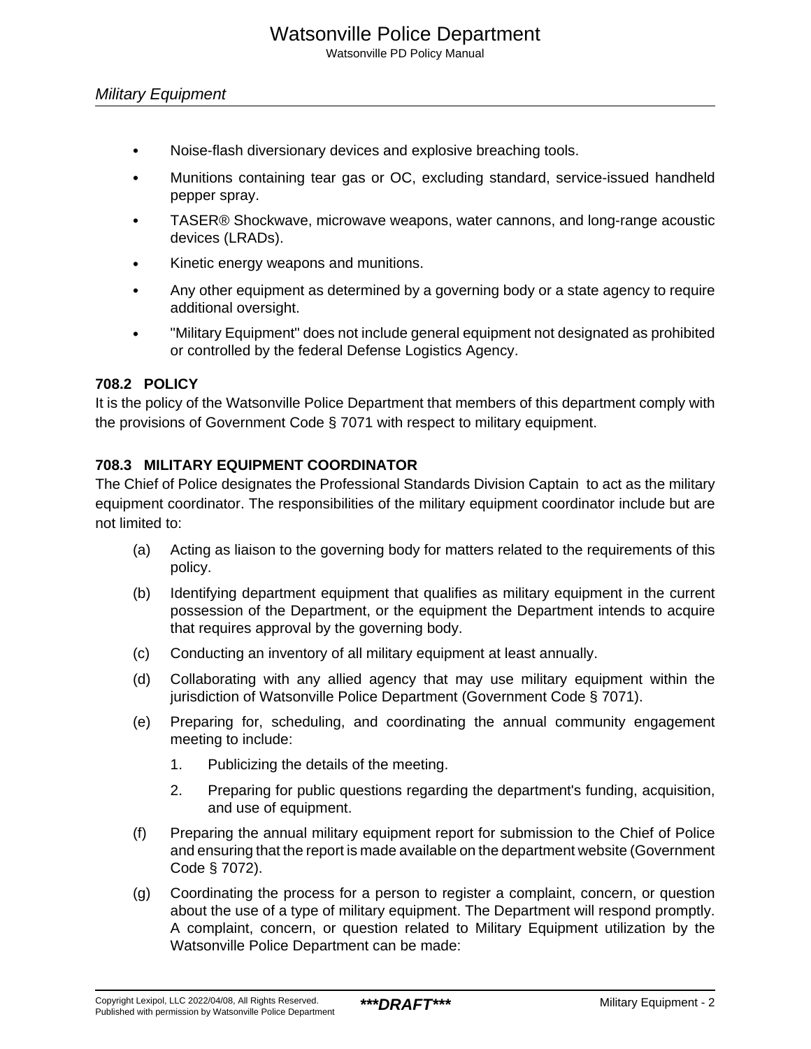- Noise-flash diversionary devices and explosive breaching tools.
- Munitions containing tear gas or OC, excluding standard, service-issued handheld pepper spray.
- TASER® Shockwave, microwave weapons, water cannons, and long-range acoustic devices (LRADs).
- Kinetic energy weapons and munitions.
- Any other equipment as determined by a governing body or a state agency to require additional oversight.
- "Military Equipment" does not include general equipment not designated as prohibited or controlled by the federal Defense Logistics Agency.

### 708.2 POLICY

It is the policy of the Watsonville Police Department that members of this department comply with the provisions of Government Code § 7071 with respect to military equipment.

### 708.3 MILITARY EQUIPMENT COORDINATOR

The Chief of Police designates the Professional Standards Division Captain to act as the military equipment coordinator. The responsibilities of the military equipment coordinator include but are not limited to:

(a) Acting as liaison to the governing body for matters related to the requirements of this policy.

(b) Identifying department equipment that qualifies as military equipment in the current possession of the Department, or the equipment the Department intends to acquire that requires approval by the governing body.

(c) Conducting an inventory of all military equipment at least annually.

(d) Collaborating with any allied agency that may use military equipment within the jurisdiction of Watsonville Police Department (Government Code § 7071).

(e) Preparing for, scheduling, and coordinating the annual community engagement meeting to include:

1. Publicizing the details of the meeting.
2. Preparing for public questions regarding the department's funding, acquisition, and use of equipment.

(f) Preparing the annual military equipment report for submission to the Chief of Police and ensuring that the report is made available on the department website (Government Code § 7072).

(g) Coordinating the process for a person to register a complaint, concern, or question about the use of a type of military equipment. The Department will respond promptly. A complaint, concern, or question related to Military Equipment utilization by the Watsonville Police Department can be made: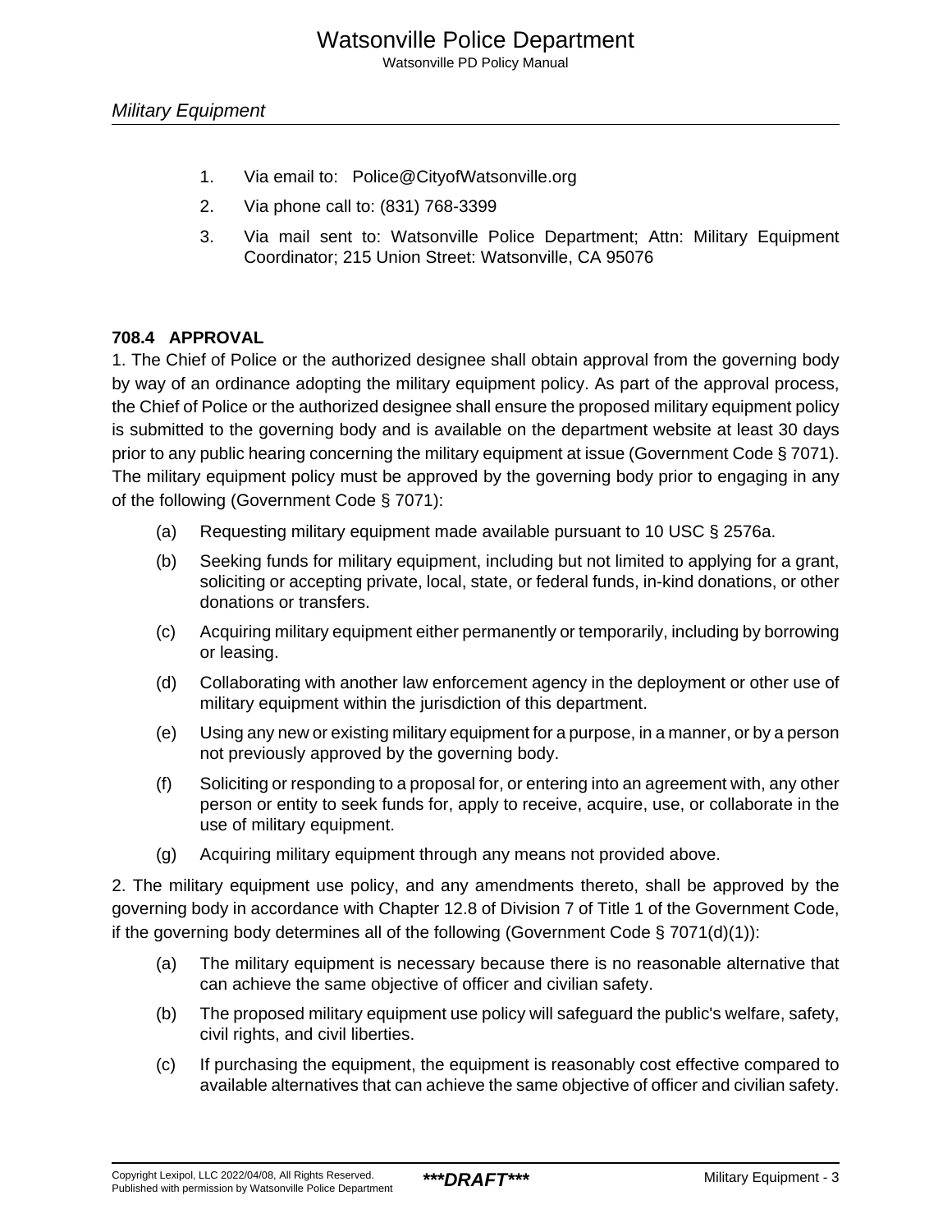1. Via email to: Police@CityofWatsonville.org
2. Via phone call to: (831) 768-3399
3. Via mail sent to: Watsonville Police Department; Attn: Military Equipment Coordinator; 215 Union Street: Watsonville, CA 95076

### 708.4 APPROVAL

1. The Chief of Police or the authorized designee shall obtain approval from the governing body by way of an ordinance adopting the military equipment policy. As part of the approval process, the Chief of Police or the authorized designee shall ensure the proposed military equipment policy is submitted to the governing body and is available on the department website at least 30 days prior to any public hearing concerning the military equipment at issue (Government Code § 7071). The military equipment policy must be approved by the governing body prior to engaging in any of the following (Government Code § 7071):

(a) Requesting military equipment made available pursuant to 10 USC § 2576a.

(b) Seeking funds for military equipment, including but not limited to applying for a grant, soliciting or accepting private, local, state, or federal funds, in-kind donations, or other donations or transfers.

(c) Acquiring military equipment either permanently or temporarily, including by borrowing or leasing.

(d) Collaborating with another law enforcement agency in the deployment or other use of military equipment within the jurisdiction of this department.

(e) Using any new or existing military equipment for a purpose, in a manner, or by a person not previously approved by the governing body.

(f) Soliciting or responding to a proposal for, or entering into an agreement with, any other person or entity to seek funds for, apply to receive, acquire, use, or collaborate in the use of military equipment.

(g) Acquiring military equipment through any means not provided above.

2. The military equipment use policy, and any amendments thereto, shall be approved by the governing body in accordance with Chapter 12.8 of Division 7 of Title 1 of the Government Code, if the governing body determines all of the following (Government Code § 7071(d)(1)):

(a) The military equipment is necessary because there is no reasonable alternative that can achieve the same objective of officer and civilian safety.

(b) The proposed military equipment use policy will safeguard the public's welfare, safety, civil rights, and civil liberties.

(c) If purchasing the equipment, the equipment is reasonably cost effective compared to available alternatives that can achieve the same objective of officer and civilian safety.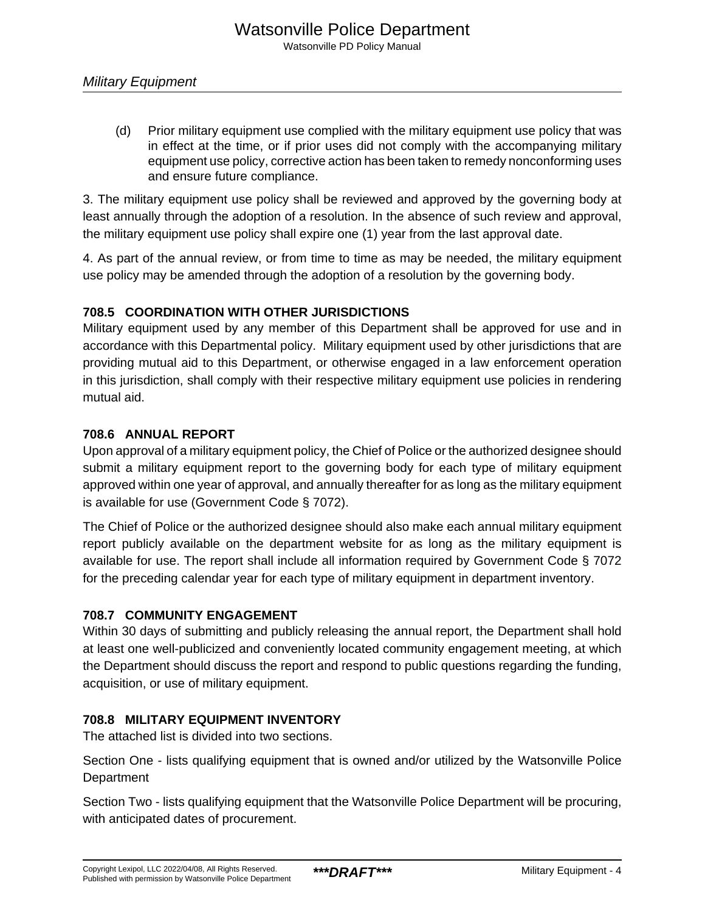(d) Prior military equipment use complied with the military equipment use policy that was in effect at the time, or if prior uses did not comply with the accompanying military equipment use policy, corrective action has been taken to remedy nonconforming uses and ensure future compliance.

3. The military equipment use policy shall be reviewed and approved by the governing body at least annually through the adoption of a resolution. In the absence of such review and approval, the military equipment use policy shall expire one (1) year from the last approval date.

4. As part of the annual review, or from time to time as may be needed, the military equipment use policy may be amended through the adoption of a resolution by the governing body.

### 708.5 COORDINATION WITH OTHER JURISDICTIONS

Military equipment used by any member of this Department shall be approved for use and in accordance with this Departmental policy. Military equipment used by other jurisdictions that are providing mutual aid to this Department, or otherwise engaged in a law enforcement operation in this jurisdiction, shall comply with their respective military equipment use policies in rendering mutual aid.

### 708.6 ANNUAL REPORT

Upon approval of a military equipment policy, the Chief of Police or the authorized designee should submit a military equipment report to the governing body for each type of military equipment approved within one year of approval, and annually thereafter for as long as the military equipment is available for use (Government Code § 7072).

The Chief of Police or the authorized designee should also make each annual military equipment report publicly available on the department website for as long as the military equipment is available for use. The report shall include all information required by Government Code § 7072 for the preceding calendar year for each type of military equipment in department inventory.

### 708.7 COMMUNITY ENGAGEMENT

Within 30 days of submitting and publicly releasing the annual report, the Department shall hold at least one well-publicized and conveniently located community engagement meeting, at which the Department should discuss the report and respond to public questions regarding the funding, acquisition, or use of military equipment.

### 708.8 MILITARY EQUIPMENT INVENTORY

The attached list is divided into two sections.

Section One - lists qualifying equipment that is owned and/or utilized by the Watsonville Police Department

Section Two - lists qualifying equipment that the Watsonville Police Department will be procuring, with anticipated dates of procurement.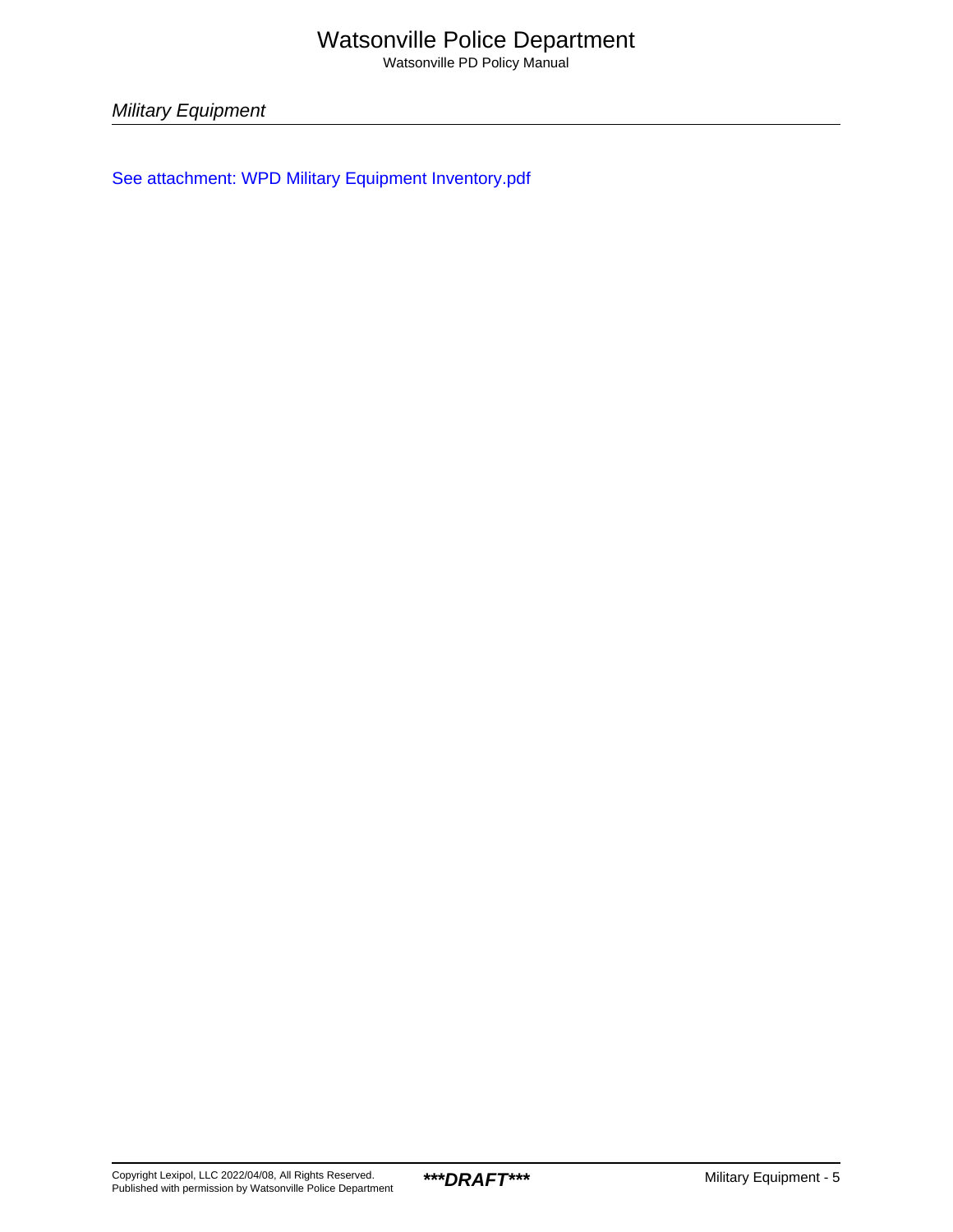*Military Equipment*

See attachment: WPD Military Equipment Inventory.pdf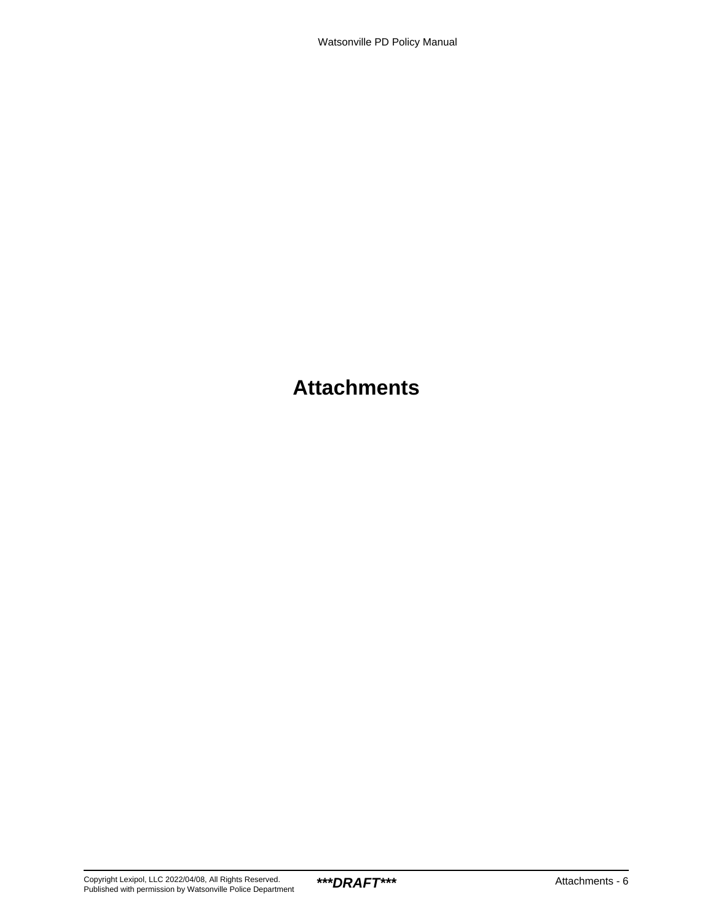# Attachments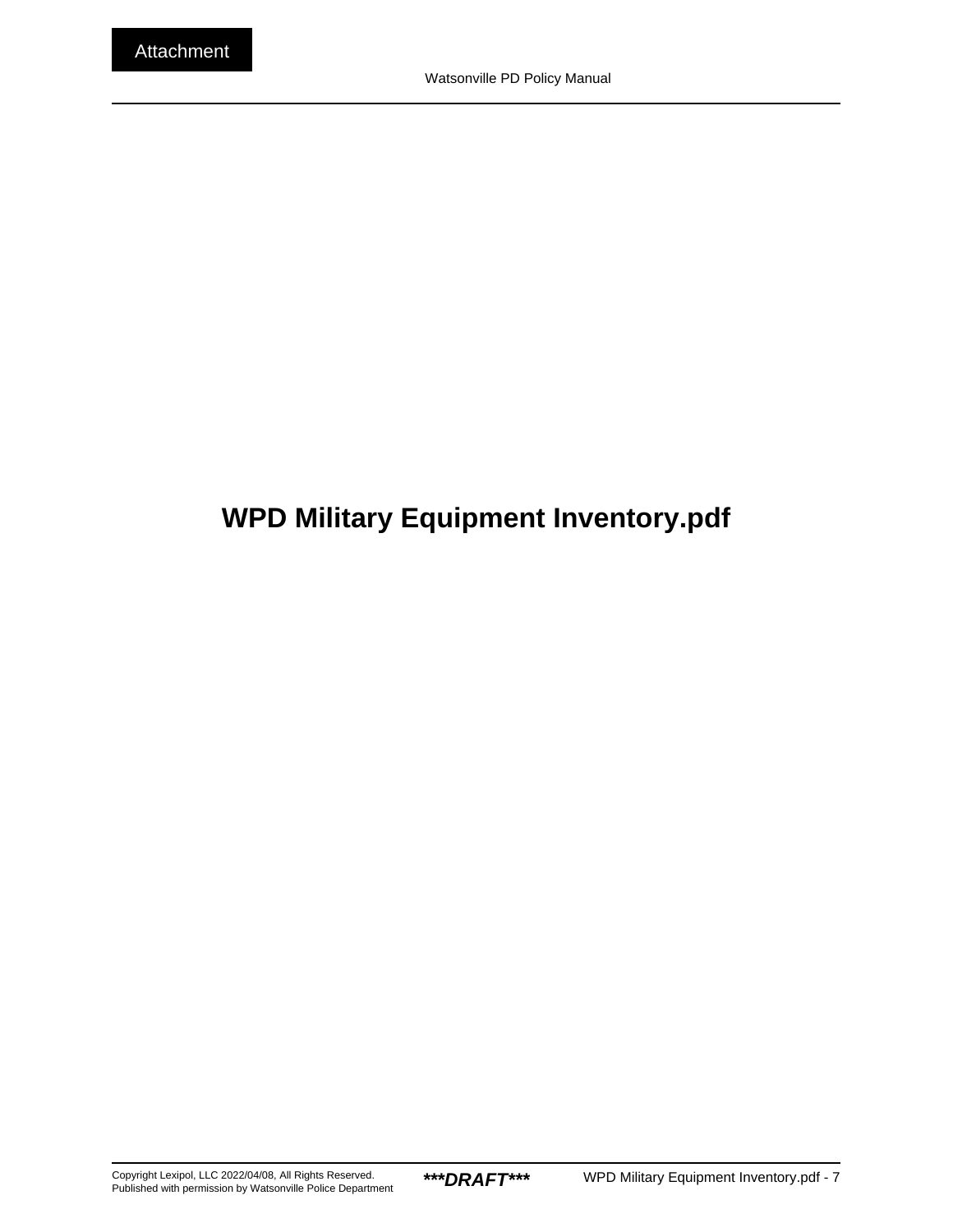Attachment

# WPD Military Equipment Inventory.pdf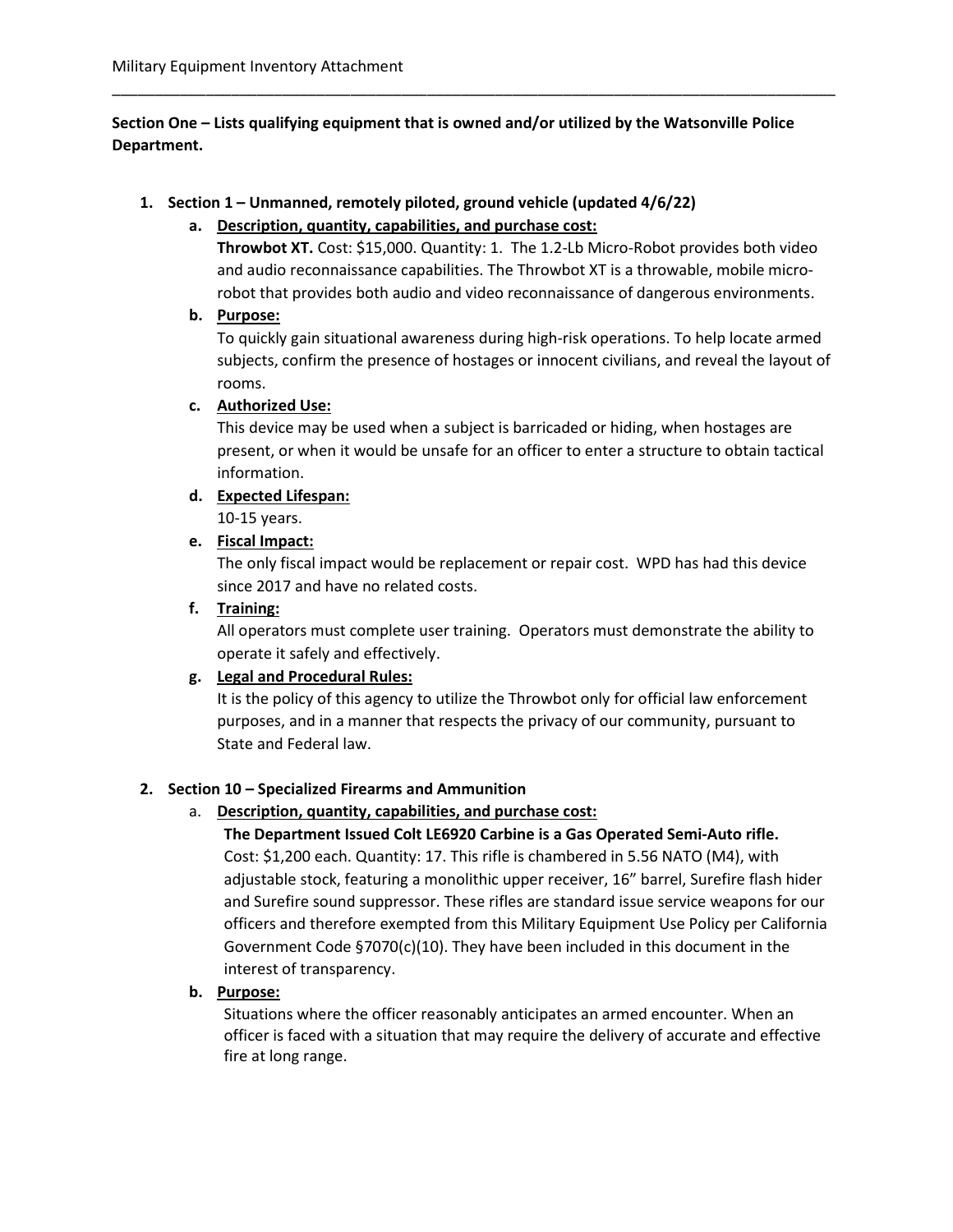**Section One – Lists qualifying equipment that is owned and/or utilized by the Watsonville Police Department.**

1. **Section 1 – Unmanned, remotely piloted, ground vehicle (updated 4/6/22)**

   a. **Description, quantity, capabilities, and purchase cost:**
   **Throwbot XT.** Cost: $15,000. Quantity: 1. The 1.2-Lb Micro-Robot provides both video and audio reconnaissance capabilities. The Throwbot XT is a throwable, mobile micro-robot that provides both audio and video reconnaissance of dangerous environments.

   b. **Purpose:**
   To quickly gain situational awareness during high-risk operations. To help locate armed subjects, confirm the presence of hostages or innocent civilians, and reveal the layout of rooms.

   c. **Authorized Use:**
   This device may be used when a subject is barricaded or hiding, when hostages are present, or when it would be unsafe for an officer to enter a structure to obtain tactical information.

   d. **Expected Lifespan:**
   10-15 years.

   e. **Fiscal Impact:**
   The only fiscal impact would be replacement or repair cost. WPD has had this device since 2017 and have no related costs.

   f. **Training:**
   All operators must complete user training. Operators must demonstrate the ability to operate it safely and effectively.

   g. **Legal and Procedural Rules:**
   It is the policy of this agency to utilize the Throwbot only for official law enforcement purposes, and in a manner that respects the privacy of our community, pursuant to State and Federal law.

2. **Section 10 – Specialized Firearms and Ammunition**

   a. **Description, quantity, capabilities, and purchase cost:**
   **The Department Issued Colt LE6920 Carbine is a Gas Operated Semi-Auto rifle.**
   Cost: $1,200 each. Quantity: 17. This rifle is chambered in 5.56 NATO (M4), with adjustable stock, featuring a monolithic upper receiver, 16" barrel, Surefire flash hider and Surefire sound suppressor. These rifles are standard issue service weapons for our officers and therefore exempted from this Military Equipment Use Policy per California Government Code §7070(c)(10). They have been included in this document in the interest of transparency.

   b. **Purpose:**
   Situations where the officer reasonably anticipates an armed encounter. When an officer is faced with a situation that may require the delivery of accurate and effective fire at long range.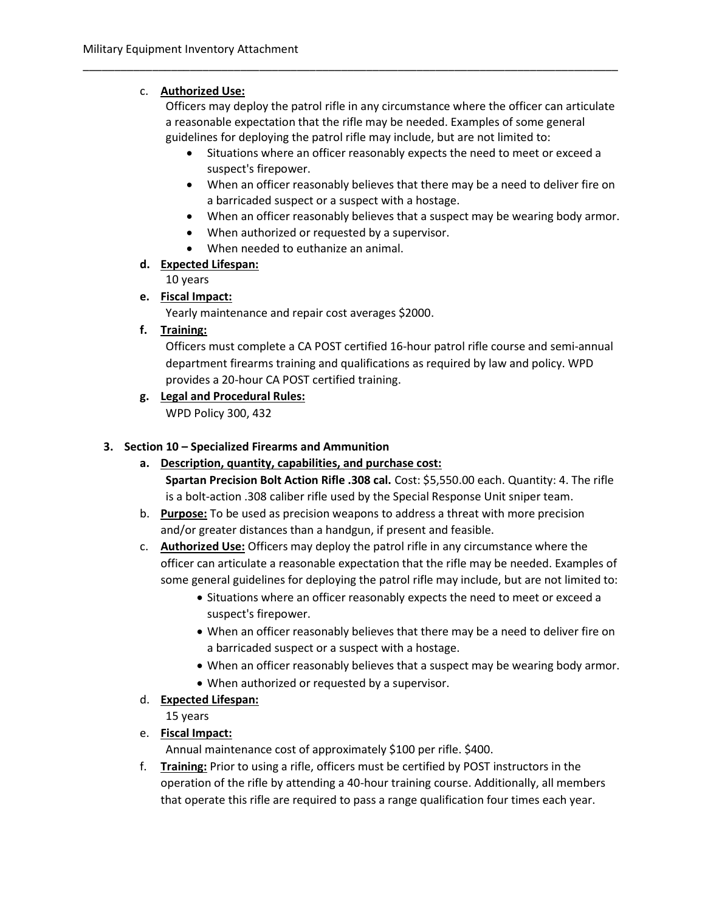c. **Authorized Use:**
Officers may deploy the patrol rifle in any circumstance where the officer can articulate a reasonable expectation that the rifle may be needed. Examples of some general guidelines for deploying the patrol rifle may include, but are not limited to:
   - Situations where an officer reasonably expects the need to meet or exceed a suspect's firepower.
   - When an officer reasonably believes that there may be a need to deliver fire on a barricaded suspect or a suspect with a hostage.
   - When an officer reasonably believes that a suspect may be wearing body armor.
   - When authorized or requested by a supervisor.
   - When needed to euthanize an animal.

**d. Expected Lifespan:**
10 years

**e. Fiscal Impact:**
Yearly maintenance and repair cost averages $2000.

**f. Training:**
Officers must complete a CA POST certified 16-hour patrol rifle course and semi-annual department firearms training and qualifications as required by law and policy. WPD provides a 20-hour CA POST certified training.

**g. Legal and Procedural Rules:**
WPD Policy 300, 432

**3. Section 10 – Specialized Firearms and Ammunition**

**a. Description, quantity, capabilities, and purchase cost:**
**Spartan Precision Bolt Action Rifle .308 cal.** Cost: $5,550.00 each. Quantity: 4. The rifle is a bolt-action .308 caliber rifle used by the Special Response Unit sniper team.

b. **Purpose:** To be used as precision weapons to address a threat with more precision and/or greater distances than a handgun, if present and feasible.

c. **Authorized Use:** Officers may deploy the patrol rifle in any circumstance where the officer can articulate a reasonable expectation that the rifle may be needed. Examples of some general guidelines for deploying the patrol rifle may include, but are not limited to:
   - Situations where an officer reasonably expects the need to meet or exceed a suspect's firepower.
   - When an officer reasonably believes that there may be a need to deliver fire on a barricaded suspect or a suspect with a hostage.
   - When an officer reasonably believes that a suspect may be wearing body armor.
   - When authorized or requested by a supervisor.

d. **Expected Lifespan:**
15 years

e. **Fiscal Impact:**
Annual maintenance cost of approximately $100 per rifle. $400.

f. **Training:** Prior to using a rifle, officers must be certified by POST instructors in the operation of the rifle by attending a 40-hour training course. Additionally, all members that operate this rifle are required to pass a range qualification four times each year.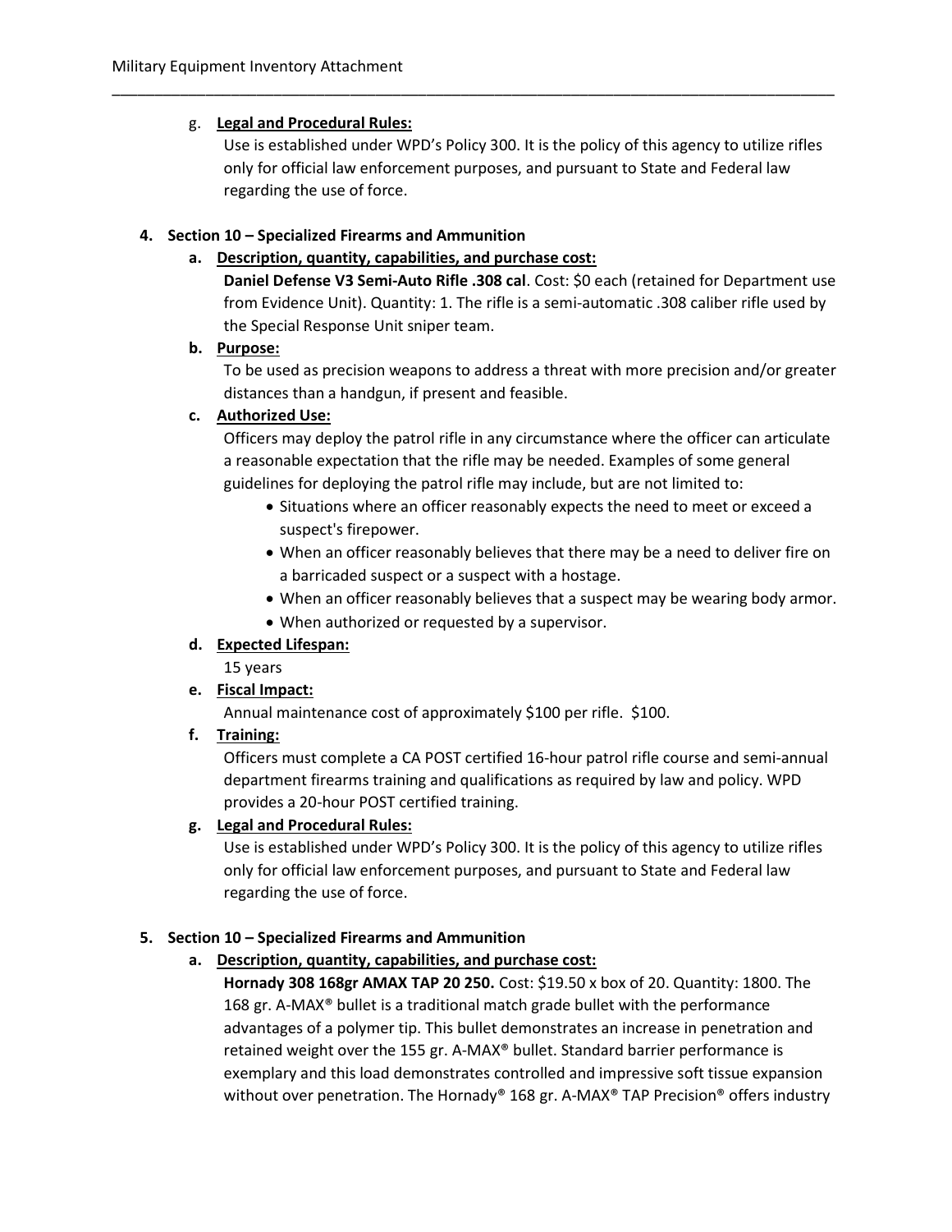g. **Legal and Procedural Rules:**

Use is established under WPD's Policy 300. It is the policy of this agency to utilize rifles only for official law enforcement purposes, and pursuant to State and Federal law regarding the use of force.

4. **Section 10 – Specialized Firearms and Ammunition**

   a. **Description, quantity, capabilities, and purchase cost:**

   **Daniel Defense V3 Semi-Auto Rifle .308 cal**. Cost: $0 each (retained for Department use from Evidence Unit). Quantity: 1. The rifle is a semi-automatic .308 caliber rifle used by the Special Response Unit sniper team.

   b. **Purpose:**

   To be used as precision weapons to address a threat with more precision and/or greater distances than a handgun, if present and feasible.

   c. **Authorized Use:**

   Officers may deploy the patrol rifle in any circumstance where the officer can articulate a reasonable expectation that the rifle may be needed. Examples of some general guidelines for deploying the patrol rifle may include, but are not limited to:

   - Situations where an officer reasonably expects the need to meet or exceed a suspect's firepower.
   - When an officer reasonably believes that there may be a need to deliver fire on a barricaded suspect or a suspect with a hostage.
   - When an officer reasonably believes that a suspect may be wearing body armor.
   - When authorized or requested by a supervisor.

   d. **Expected Lifespan:**

   15 years

   e. **Fiscal Impact:**

   Annual maintenance cost of approximately $100 per rifle. $100.

   f. **Training:**

   Officers must complete a CA POST certified 16-hour patrol rifle course and semi-annual department firearms training and qualifications as required by law and policy. WPD provides a 20-hour POST certified training.

   g. **Legal and Procedural Rules:**

   Use is established under WPD's Policy 300. It is the policy of this agency to utilize rifles only for official law enforcement purposes, and pursuant to State and Federal law regarding the use of force.

5. **Section 10 – Specialized Firearms and Ammunition**

   a. **Description, quantity, capabilities, and purchase cost:**

   **Hornady 308 168gr AMAX TAP 20 250.** Cost: $19.50 x box of 20. Quantity: 1800. The 168 gr. A-MAX® bullet is a traditional match grade bullet with the performance advantages of a polymer tip. This bullet demonstrates an increase in penetration and retained weight over the 155 gr. A-MAX® bullet. Standard barrier performance is exemplary and this load demonstrates controlled and impressive soft tissue expansion without over penetration. The Hornady® 168 gr. A-MAX® TAP Precision® offers industry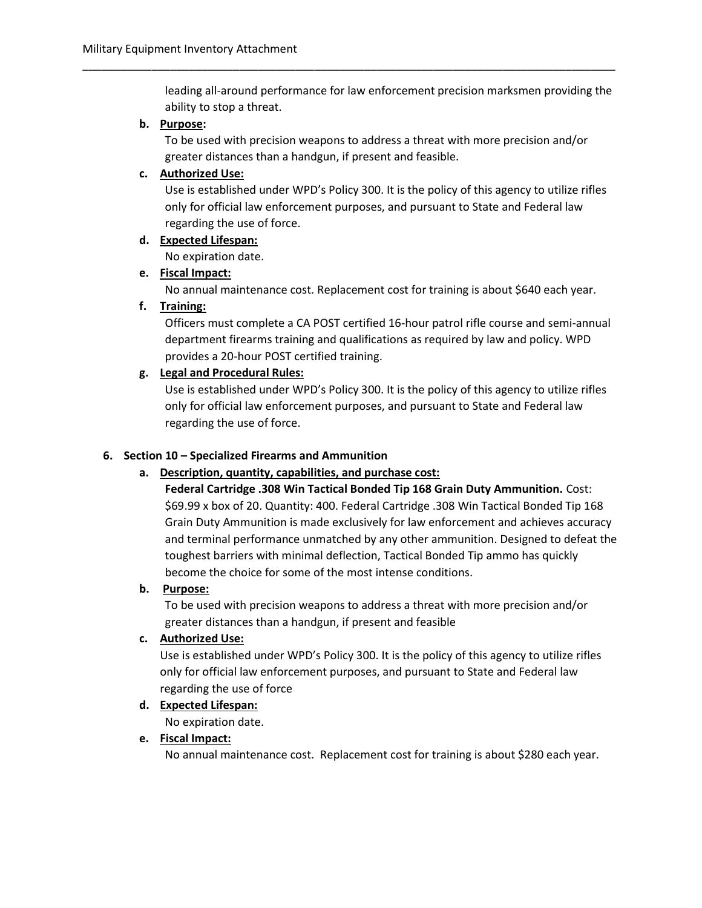leading all-around performance for law enforcement precision marksmen providing the ability to stop a threat.

b. **Purpose:**
   To be used with precision weapons to address a threat with more precision and/or greater distances than a handgun, if present and feasible.

c. **Authorized Use:**
   Use is established under WPD's Policy 300. It is the policy of this agency to utilize rifles only for official law enforcement purposes, and pursuant to State and Federal law regarding the use of force.

d. **Expected Lifespan:**
   No expiration date.

e. **Fiscal Impact:**
   No annual maintenance cost. Replacement cost for training is about $640 each year.

f. **Training:**
   Officers must complete a CA POST certified 16-hour patrol rifle course and semi-annual department firearms training and qualifications as required by law and policy. WPD provides a 20-hour POST certified training.

g. **Legal and Procedural Rules:**
   Use is established under WPD's Policy 300. It is the policy of this agency to utilize rifles only for official law enforcement purposes, and pursuant to State and Federal law regarding the use of force.

**6. Section 10 – Specialized Firearms and Ammunition**

a. **Description, quantity, capabilities, and purchase cost:**
   **Federal Cartridge .308 Win Tactical Bonded Tip 168 Grain Duty Ammunition.** Cost: $69.99 x box of 20. Quantity: 400. Federal Cartridge .308 Win Tactical Bonded Tip 168 Grain Duty Ammunition is made exclusively for law enforcement and achieves accuracy and terminal performance unmatched by any other ammunition. Designed to defeat the toughest barriers with minimal deflection, Tactical Bonded Tip ammo has quickly become the choice for some of the most intense conditions.

b. **Purpose:**
   To be used with precision weapons to address a threat with more precision and/or greater distances than a handgun, if present and feasible

c. **Authorized Use:**
   Use is established under WPD's Policy 300. It is the policy of this agency to utilize rifles only for official law enforcement purposes, and pursuant to State and Federal law regarding the use of force

d. **Expected Lifespan:**
   No expiration date.

e. **Fiscal Impact:**
   No annual maintenance cost. Replacement cost for training is about $280 each year.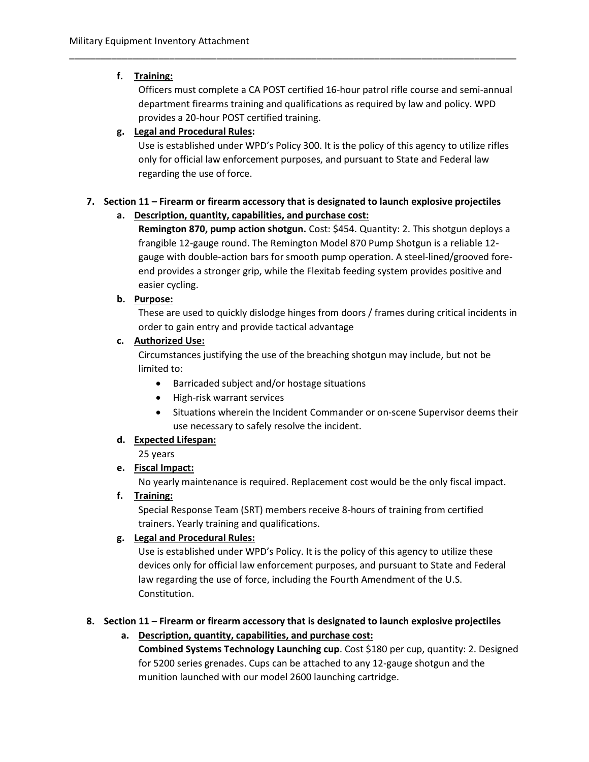f. **<u>Training:</u>**
   Officers must complete a CA POST certified 16-hour patrol rifle course and semi-annual department firearms training and qualifications as required by law and policy. WPD provides a 20-hour POST certified training.

g. **<u>Legal and Procedural Rules</u>:**
   Use is established under WPD's Policy 300. It is the policy of this agency to utilize rifles only for official law enforcement purposes, and pursuant to State and Federal law regarding the use of force.

7. **Section 11 – Firearm or firearm accessory that is designated to launch explosive projectiles**

   a. **<u>Description, quantity, capabilities, and purchase cost:</u>**
      **Remington 870, pump action shotgun.** Cost: $454. Quantity: 2. This shotgun deploys a frangible 12-gauge round. The Remington Model 870 Pump Shotgun is a reliable 12-gauge with double-action bars for smooth pump operation. A steel-lined/grooved fore-end provides a stronger grip, while the Flexitab feeding system provides positive and easier cycling.

   b. **<u>Purpose:</u>**
      These are used to quickly dislodge hinges from doors / frames during critical incidents in order to gain entry and provide tactical advantage

   c. **<u>Authorized Use:</u>**
      Circumstances justifying the use of the breaching shotgun may include, but not be limited to:
      - Barricaded subject and/or hostage situations
      - High-risk warrant services
      - Situations wherein the Incident Commander or on-scene Supervisor deems their use necessary to safely resolve the incident.

   d. **<u>Expected Lifespan:</u>**
      25 years

   e. **<u>Fiscal Impact:</u>**
      No yearly maintenance is required. Replacement cost would be the only fiscal impact.

   f. **<u>Training:</u>**
      Special Response Team (SRT) members receive 8-hours of training from certified trainers. Yearly training and qualifications.

   g. **<u>Legal and Procedural Rules:</u>**
      Use is established under WPD's Policy. It is the policy of this agency to utilize these devices only for official law enforcement purposes, and pursuant to State and Federal law regarding the use of force, including the Fourth Amendment of the U.S. Constitution.

8. **Section 11 – Firearm or firearm accessory that is designated to launch explosive projectiles**

   a. **<u>Description, quantity, capabilities, and purchase cost:</u>**
      **Combined Systems Technology Launching cup**. Cost $180 per cup, quantity: 2. Designed for 5200 series grenades. Cups can be attached to any 12-gauge shotgun and the munition launched with our model 2600 launching cartridge.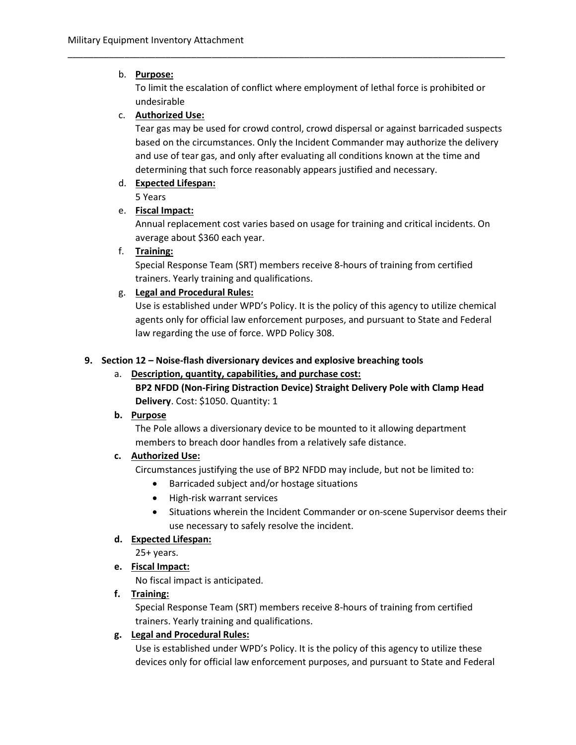b. **Purpose:**
   To limit the escalation of conflict where employment of lethal force is prohibited or undesirable

c. **Authorized Use:**
   Tear gas may be used for crowd control, crowd dispersal or against barricaded suspects based on the circumstances. Only the Incident Commander may authorize the delivery and use of tear gas, and only after evaluating all conditions known at the time and determining that such force reasonably appears justified and necessary.

d. **Expected Lifespan:**
   5 Years

e. **Fiscal Impact:**
   Annual replacement cost varies based on usage for training and critical incidents. On average about $360 each year.

f. **Training:**
   Special Response Team (SRT) members receive 8-hours of training from certified trainers. Yearly training and qualifications.

g. **Legal and Procedural Rules:**
   Use is established under WPD's Policy. It is the policy of this agency to utilize chemical agents only for official law enforcement purposes, and pursuant to State and Federal law regarding the use of force. WPD Policy 308.

**9. Section 12 – Noise-flash diversionary devices and explosive breaching tools**

a. **Description, quantity, capabilities, and purchase cost:**
   **BP2 NFDD (Non-Firing Distraction Device) Straight Delivery Pole with Clamp Head Delivery**. Cost: $1050. Quantity: 1

**b. Purpose**
   The Pole allows a diversionary device to be mounted to it allowing department members to breach door handles from a relatively safe distance.

**c. Authorized Use:**
   Circumstances justifying the use of BP2 NFDD may include, but not be limited to:
   - Barricaded subject and/or hostage situations
   - High-risk warrant services
   - Situations wherein the Incident Commander or on-scene Supervisor deems their use necessary to safely resolve the incident.

**d. Expected Lifespan:**
   25+ years.

**e. Fiscal Impact:**
   No fiscal impact is anticipated.

**f. Training:**
   Special Response Team (SRT) members receive 8-hours of training from certified trainers. Yearly training and qualifications.

**g. Legal and Procedural Rules:**
   Use is established under WPD's Policy. It is the policy of this agency to utilize these devices only for official law enforcement purposes, and pursuant to State and Federal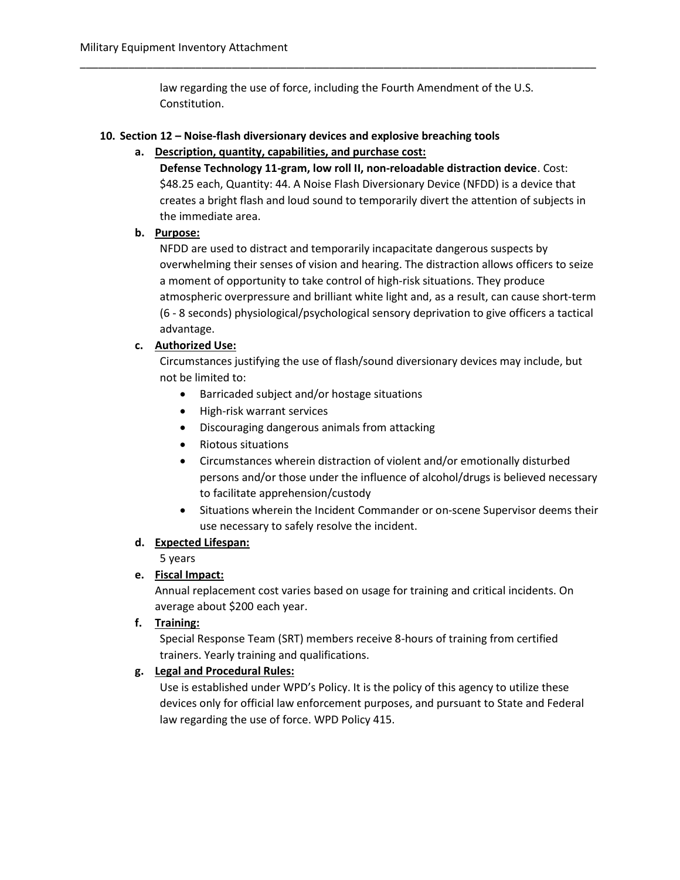law regarding the use of force, including the Fourth Amendment of the U.S. Constitution.

**10. Section 12 – Noise-flash diversionary devices and explosive breaching tools**

**a. <u>Description, quantity, capabilities, and purchase cost:</u>**

**Defense Technology 11-gram, low roll II, non-reloadable distraction device**. Cost: $48.25 each, Quantity: 44. A Noise Flash Diversionary Device (NFDD) is a device that creates a bright flash and loud sound to temporarily divert the attention of subjects in the immediate area.

**b. <u>Purpose:</u>**

NFDD are used to distract and temporarily incapacitate dangerous suspects by overwhelming their senses of vision and hearing. The distraction allows officers to seize a moment of opportunity to take control of high-risk situations. They produce atmospheric overpressure and brilliant white light and, as a result, can cause short-term (6 - 8 seconds) physiological/psychological sensory deprivation to give officers a tactical advantage.

**c. <u>Authorized Use:</u>**

Circumstances justifying the use of flash/sound diversionary devices may include, but not be limited to:

- Barricaded subject and/or hostage situations
- High-risk warrant services
- Discouraging dangerous animals from attacking
- Riotous situations
- Circumstances wherein distraction of violent and/or emotionally disturbed persons and/or those under the influence of alcohol/drugs is believed necessary to facilitate apprehension/custody
- Situations wherein the Incident Commander or on-scene Supervisor deems their use necessary to safely resolve the incident.

**d. <u>Expected Lifespan:</u>**

5 years

**e. <u>Fiscal Impact:</u>**

Annual replacement cost varies based on usage for training and critical incidents. On average about $200 each year.

**f. <u>Training:</u>**

Special Response Team (SRT) members receive 8-hours of training from certified trainers. Yearly training and qualifications.

**g. <u>Legal and Procedural Rules:</u>**

Use is established under WPD's Policy. It is the policy of this agency to utilize these devices only for official law enforcement purposes, and pursuant to State and Federal law regarding the use of force. WPD Policy 415.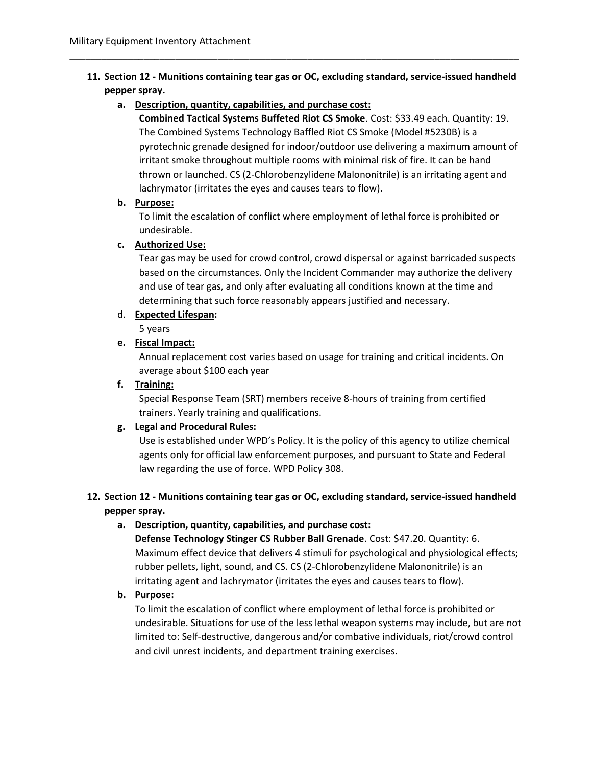11. **Section 12 - Munitions containing tear gas or OC, excluding standard, service-issued handheld pepper spray.**
    a. **Description, quantity, capabilities, and purchase cost:**
       **Combined Tactical Systems Buffeted Riot CS Smoke**. Cost: $33.49 each. Quantity: 19. The Combined Systems Technology Baffled Riot CS Smoke (Model #5230B) is a pyrotechnic grenade designed for indoor/outdoor use delivering a maximum amount of irritant smoke throughout multiple rooms with minimal risk of fire. It can be hand thrown or launched. CS (2-Chlorobenzylidene Malononitrile) is an irritating agent and lachrymator (irritates the eyes and causes tears to flow).
    b. **Purpose:**
       To limit the escalation of conflict where employment of lethal force is prohibited or undesirable.
    c. **Authorized Use:**
       Tear gas may be used for crowd control, crowd dispersal or against barricaded suspects based on the circumstances. Only the Incident Commander may authorize the delivery and use of tear gas, and only after evaluating all conditions known at the time and determining that such force reasonably appears justified and necessary.
    d. **Expected Lifespan:**
       5 years
    e. **Fiscal Impact:**
       Annual replacement cost varies based on usage for training and critical incidents. On average about $100 each year
    f. **Training:**
       Special Response Team (SRT) members receive 8-hours of training from certified trainers. Yearly training and qualifications.
    g. **Legal and Procedural Rules:**
       Use is established under WPD's Policy. It is the policy of this agency to utilize chemical agents only for official law enforcement purposes, and pursuant to State and Federal law regarding the use of force. WPD Policy 308.

12. **Section 12 - Munitions containing tear gas or OC, excluding standard, service-issued handheld pepper spray.**
    a. **Description, quantity, capabilities, and purchase cost:**
       **Defense Technology Stinger CS Rubber Ball Grenade**. Cost: $47.20. Quantity: 6. Maximum effect device that delivers 4 stimuli for psychological and physiological effects; rubber pellets, light, sound, and CS. CS (2-Chlorobenzylidene Malononitrile) is an irritating agent and lachrymator (irritates the eyes and causes tears to flow).
    b. **Purpose:**
       To limit the escalation of conflict where employment of lethal force is prohibited or undesirable. Situations for use of the less lethal weapon systems may include, but are not limited to: Self-destructive, dangerous and/or combative individuals, riot/crowd control and civil unrest incidents, and department training exercises.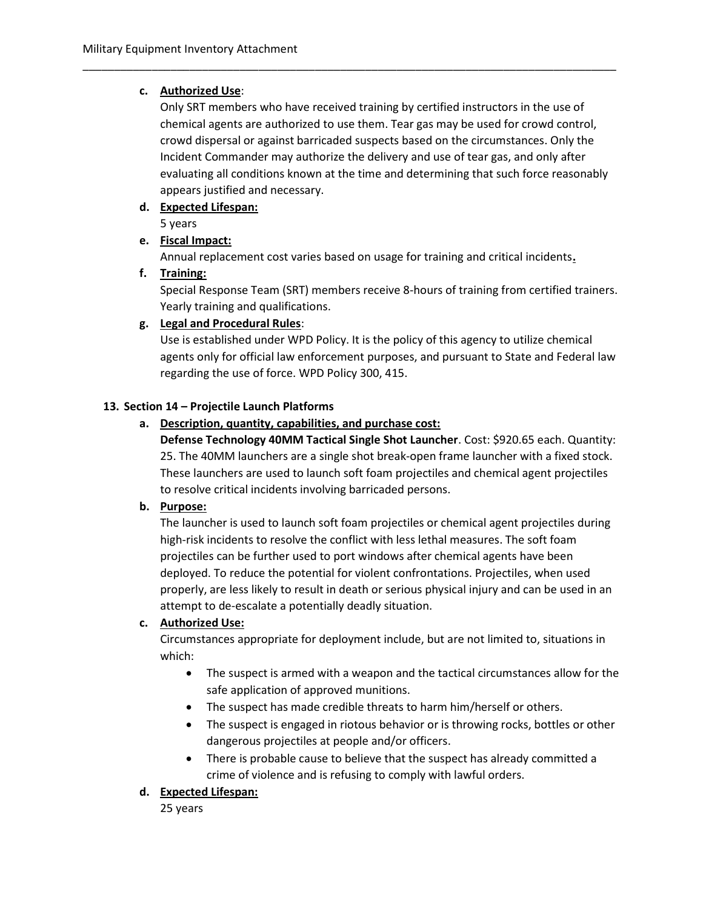c. **Authorized Use**:

Only SRT members who have received training by certified instructors in the use of chemical agents are authorized to use them. Tear gas may be used for crowd control, crowd dispersal or against barricaded suspects based on the circumstances. Only the Incident Commander may authorize the delivery and use of tear gas, and only after evaluating all conditions known at the time and determining that such force reasonably appears justified and necessary.

d. **Expected Lifespan:**

5 years

e. **Fiscal Impact:**

Annual replacement cost varies based on usage for training and critical incidents**.**

f. **Training:**

Special Response Team (SRT) members receive 8-hours of training from certified trainers. Yearly training and qualifications.

g. **Legal and Procedural Rules**:

Use is established under WPD Policy. It is the policy of this agency to utilize chemical agents only for official law enforcement purposes, and pursuant to State and Federal law regarding the use of force. WPD Policy 300, 415.

## 13. Section 14 – Projectile Launch Platforms

a. **Description, quantity, capabilities, and purchase cost:**

**Defense Technology 40MM Tactical Single Shot Launcher**. Cost: $920.65 each. Quantity: 25. The 40MM launchers are a single shot break-open frame launcher with a fixed stock. These launchers are used to launch soft foam projectiles and chemical agent projectiles to resolve critical incidents involving barricaded persons.

b. **Purpose:**

The launcher is used to launch soft foam projectiles or chemical agent projectiles during high-risk incidents to resolve the conflict with less lethal measures. The soft foam projectiles can be further used to port windows after chemical agents have been deployed. To reduce the potential for violent confrontations. Projectiles, when used properly, are less likely to result in death or serious physical injury and can be used in an attempt to de-escalate a potentially deadly situation.

c. **Authorized Use:**

Circumstances appropriate for deployment include, but are not limited to, situations in which:

- The suspect is armed with a weapon and the tactical circumstances allow for the safe application of approved munitions.
- The suspect has made credible threats to harm him/herself or others.
- The suspect is engaged in riotous behavior or is throwing rocks, bottles or other dangerous projectiles at people and/or officers.
- There is probable cause to believe that the suspect has already committed a crime of violence and is refusing to comply with lawful orders.

d. **Expected Lifespan:**

25 years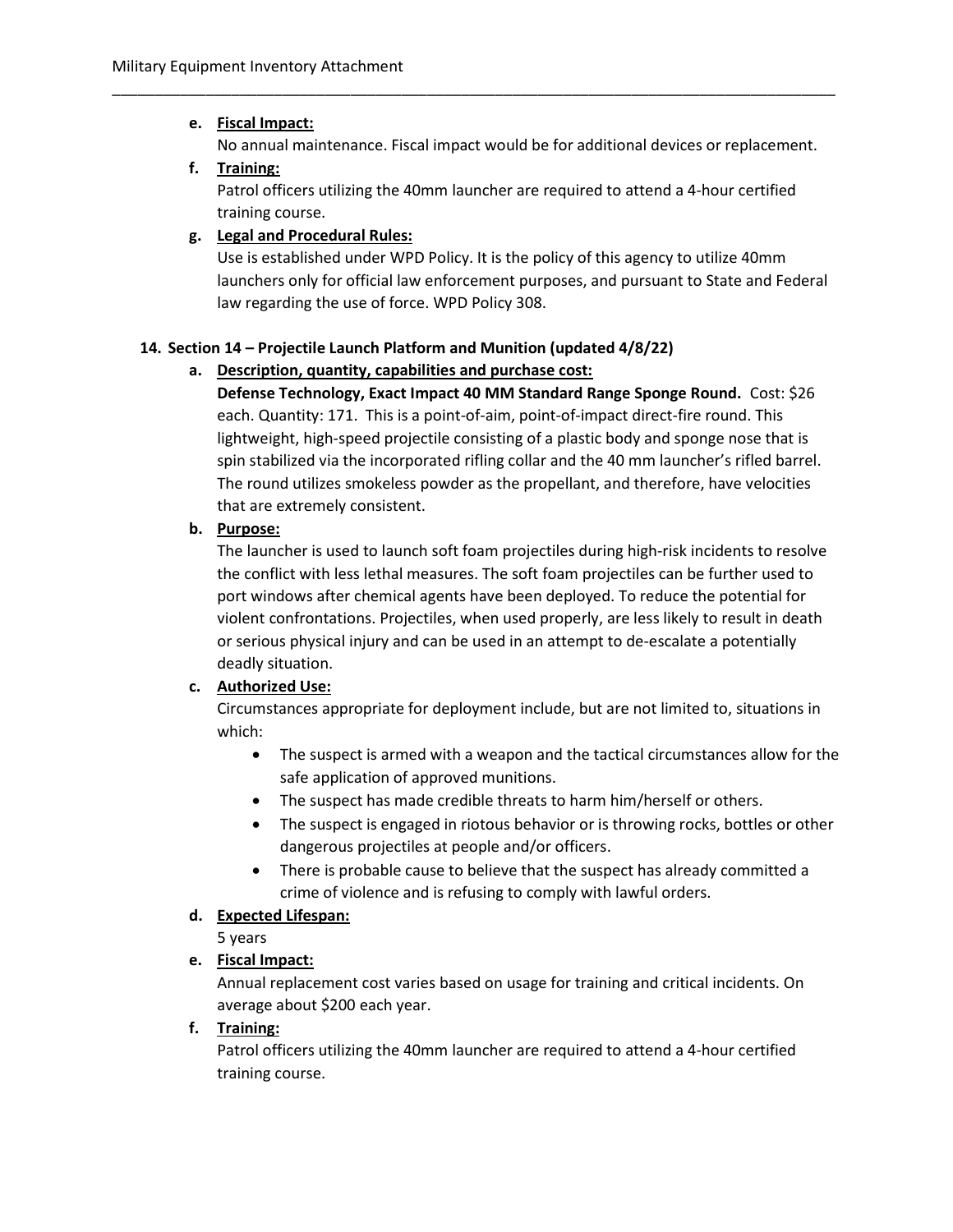e. **Fiscal Impact:**
   No annual maintenance. Fiscal impact would be for additional devices or replacement.

f. **Training:**
   Patrol officers utilizing the 40mm launcher are required to attend a 4-hour certified training course.

g. **Legal and Procedural Rules:**
   Use is established under WPD Policy. It is the policy of this agency to utilize 40mm launchers only for official law enforcement purposes, and pursuant to State and Federal law regarding the use of force. WPD Policy 308.

## 14. Section 14 – Projectile Launch Platform and Munition (updated 4/8/22)

a. **Description, quantity, capabilities and purchase cost:**
   **Defense Technology, Exact Impact 40 MM Standard Range Sponge Round.** Cost: $26 each. Quantity: 171. This is a point-of-aim, point-of-impact direct-fire round. This lightweight, high-speed projectile consisting of a plastic body and sponge nose that is spin stabilized via the incorporated rifling collar and the 40 mm launcher's rifled barrel. The round utilizes smokeless powder as the propellant, and therefore, have velocities that are extremely consistent.

b. **Purpose:**
   The launcher is used to launch soft foam projectiles during high-risk incidents to resolve the conflict with less lethal measures. The soft foam projectiles can be further used to port windows after chemical agents have been deployed. To reduce the potential for violent confrontations. Projectiles, when used properly, are less likely to result in death or serious physical injury and can be used in an attempt to de-escalate a potentially deadly situation.

c. **Authorized Use:**
   Circumstances appropriate for deployment include, but are not limited to, situations in which:
   - The suspect is armed with a weapon and the tactical circumstances allow for the safe application of approved munitions.
   - The suspect has made credible threats to harm him/herself or others.
   - The suspect is engaged in riotous behavior or is throwing rocks, bottles or other dangerous projectiles at people and/or officers.
   - There is probable cause to believe that the suspect has already committed a crime of violence and is refusing to comply with lawful orders.

d. **Expected Lifespan:**
   5 years

e. **Fiscal Impact:**
   Annual replacement cost varies based on usage for training and critical incidents. On average about $200 each year.

f. **Training:**
   Patrol officers utilizing the 40mm launcher are required to attend a 4-hour certified training course.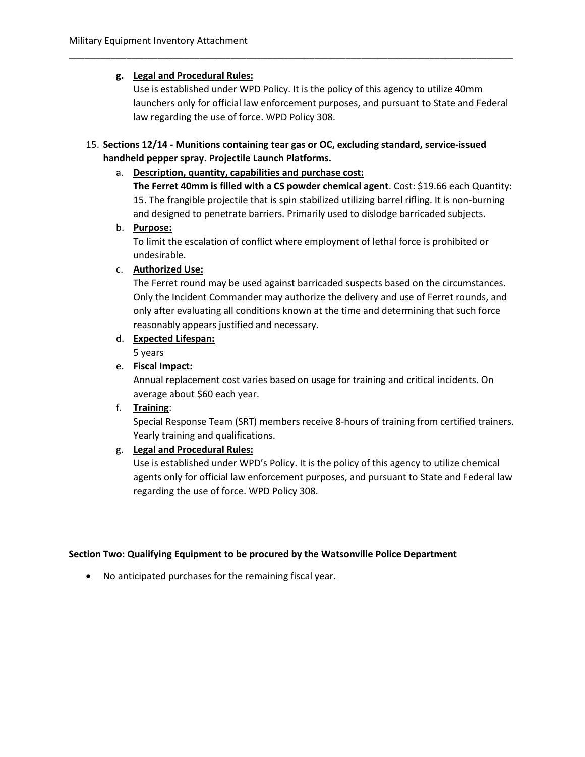**g. Legal and Procedural Rules:**

Use is established under WPD Policy. It is the policy of this agency to utilize 40mm launchers only for official law enforcement purposes, and pursuant to State and Federal law regarding the use of force. WPD Policy 308.

15. **Sections 12/14 - Munitions containing tear gas or OC, excluding standard, service-issued handheld pepper spray. Projectile Launch Platforms.**

    a. **Description, quantity, capabilities and purchase cost:**
    **The Ferret 40mm is filled with a CS powder chemical agent**. Cost: $19.66 each Quantity: 15. The frangible projectile that is spin stabilized utilizing barrel rifling. It is non-burning and designed to penetrate barriers. Primarily used to dislodge barricaded subjects.

    b. **Purpose:**
    To limit the escalation of conflict where employment of lethal force is prohibited or undesirable.

    c. **Authorized Use:**
    The Ferret round may be used against barricaded suspects based on the circumstances. Only the Incident Commander may authorize the delivery and use of Ferret rounds, and only after evaluating all conditions known at the time and determining that such force reasonably appears justified and necessary.

    d. **Expected Lifespan:**
    5 years

    e. **Fiscal Impact:**
    Annual replacement cost varies based on usage for training and critical incidents. On average about $60 each year.

    f. **Training**:
    Special Response Team (SRT) members receive 8-hours of training from certified trainers. Yearly training and qualifications.

    g. **Legal and Procedural Rules:**
    Use is established under WPD's Policy. It is the policy of this agency to utilize chemical agents only for official law enforcement purposes, and pursuant to State and Federal law regarding the use of force. WPD Policy 308.

**Section Two: Qualifying Equipment to be procured by the Watsonville Police Department**

- No anticipated purchases for the remaining fiscal year.